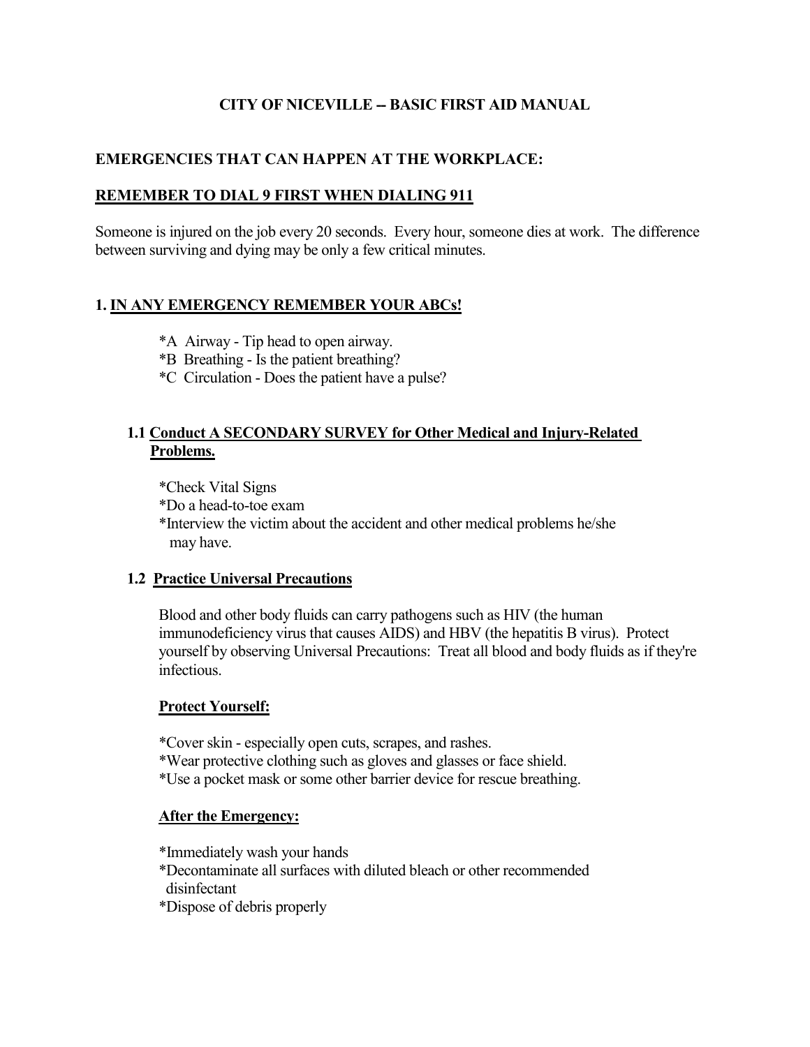# CITY OF NICEVILLE -- BASIC FIRST AID MANUAL

## EMERGENCIES THAT CAN HAPPEN AT THE WORKPLACE:

**REMEMBER TO DIAL 9 FIRST WHEN DIALING 911**

Someone is injured on the job every 20 seconds. Every hour, someone dies at work. The difference between surviving and dying may be only a few critical minutes.

## 1. IN ANY EMERGENCY REMEMBER YOUR ABCs!

*A Airway - Tip head to open airway.
*B Breathing - Is the patient breathing?
*C Circulation - Does the patient have a pulse?

### 1.1 Conduct A SECONDARY SURVEY for Other Medical and Injury-Related Problems.

*Check Vital Signs
*Do a head-to-toe exam
*Interview the victim about the accident and other medical problems he/she may have.

### 1.2 Practice Universal Precautions

Blood and other body fluids can carry pathogens such as HIV (the human immunodeficiency virus that causes AIDS) and HBV (the hepatitis B virus). Protect yourself by observing Universal Precautions: Treat all blood and body fluids as if they're infectious.

**Protect Yourself:**

*Cover skin - especially open cuts, scrapes, and rashes.
*Wear protective clothing such as gloves and glasses or face shield.
*Use a pocket mask or some other barrier device for rescue breathing.

**After the Emergency:**

*Immediately wash your hands
*Decontaminate all surfaces with diluted bleach or other recommended disinfectant
*Dispose of debris properly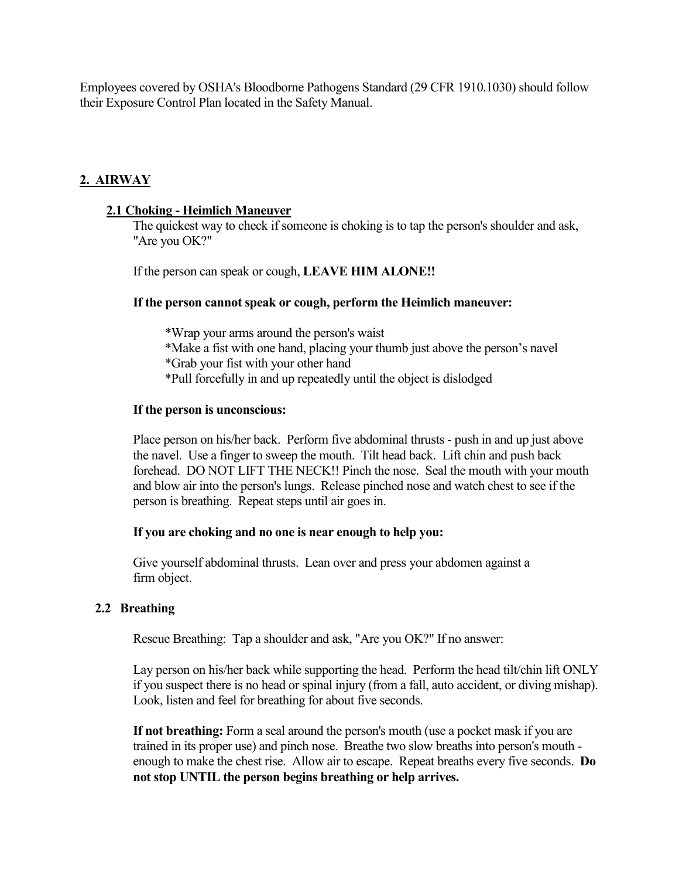Employees covered by OSHA's Bloodborne Pathogens Standard (29 CFR 1910.1030) should follow their Exposure Control Plan located in the Safety Manual.

## 2. AIRWAY

### 2.1 Choking - Heimlich Maneuver

The quickest way to check if someone is choking is to tap the person's shoulder and ask, "Are you OK?"

If the person can speak or cough, **LEAVE HIM ALONE!!**

**If the person cannot speak or cough, perform the Heimlich maneuver:**

*Wrap your arms around the person's waist
*Make a fist with one hand, placing your thumb just above the person's navel
*Grab your fist with your other hand
*Pull forcefully in and up repeatedly until the object is dislodged

**If the person is unconscious:**

Place person on his/her back. Perform five abdominal thrusts - push in and up just above the navel. Use a finger to sweep the mouth. Tilt head back. Lift chin and push back forehead. DO NOT LIFT THE NECK!! Pinch the nose. Seal the mouth with your mouth and blow air into the person's lungs. Release pinched nose and watch chest to see if the person is breathing. Repeat steps until air goes in.

**If you are choking and no one is near enough to help you:**

Give yourself abdominal thrusts. Lean over and press your abdomen against a firm object.

### 2.2 Breathing

Rescue Breathing: Tap a shoulder and ask, "Are you OK?" If no answer:

Lay person on his/her back while supporting the head. Perform the head tilt/chin lift ONLY if you suspect there is no head or spinal injury (from a fall, auto accident, or diving mishap). Look, listen and feel for breathing for about five seconds.

**If not breathing:** Form a seal around the person's mouth (use a pocket mask if you are trained in its proper use) and pinch nose. Breathe two slow breaths into person's mouth - enough to make the chest rise. Allow air to escape. Repeat breaths every five seconds. **Do not stop UNTIL the person begins breathing or help arrives.**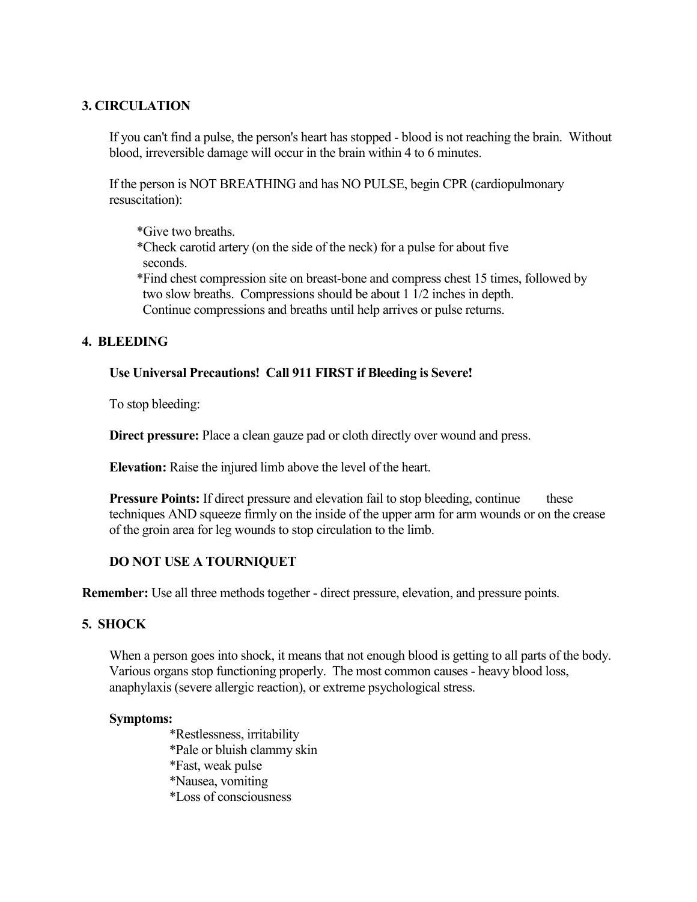## 3. CIRCULATION

If you can't find a pulse, the person's heart has stopped - blood is not reaching the brain. Without blood, irreversible damage will occur in the brain within 4 to 6 minutes.

If the person is NOT BREATHING and has NO PULSE, begin CPR (cardiopulmonary resuscitation):

*Give two breaths.
*Check carotid artery (on the side of the neck) for a pulse for about five seconds.
*Find chest compression site on breast-bone and compress chest 15 times, followed by two slow breaths. Compressions should be about 1 1/2 inches in depth. Continue compressions and breaths until help arrives or pulse returns.

## 4. BLEEDING

**Use Universal Precautions! Call 911 FIRST if Bleeding is Severe!**

To stop bleeding:

**Direct pressure:** Place a clean gauze pad or cloth directly over wound and press.

**Elevation:** Raise the injured limb above the level of the heart.

**Pressure Points:** If direct pressure and elevation fail to stop bleeding, continue these techniques AND squeeze firmly on the inside of the upper arm for arm wounds or on the crease of the groin area for leg wounds to stop circulation to the limb.

**DO NOT USE A TOURNIQUET**

**Remember:** Use all three methods together - direct pressure, elevation, and pressure points.

## 5. SHOCK

When a person goes into shock, it means that not enough blood is getting to all parts of the body. Various organs stop functioning properly. The most common causes - heavy blood loss, anaphylaxis (severe allergic reaction), or extreme psychological stress.

**Symptoms:**

*Restlessness, irritability
*Pale or bluish clammy skin
*Fast, weak pulse
*Nausea, vomiting
*Loss of consciousness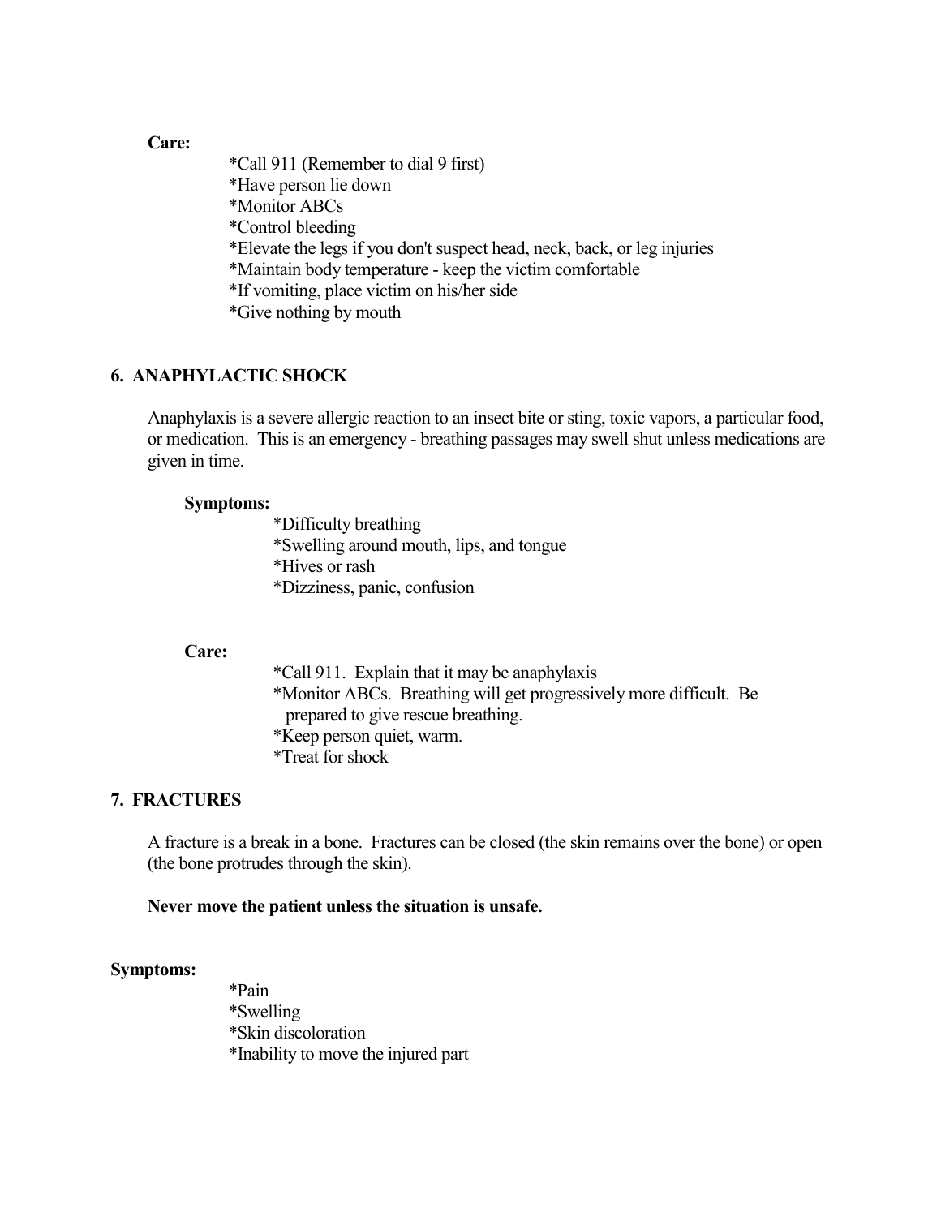**Care:**

*Call 911 (Remember to dial 9 first)
*Have person lie down
*Monitor ABCs
*Control bleeding
*Elevate the legs if you don't suspect head, neck, back, or leg injuries
*Maintain body temperature - keep the victim comfortable
*If vomiting, place victim on his/her side
*Give nothing by mouth

## 6. ANAPHYLACTIC SHOCK

Anaphylaxis is a severe allergic reaction to an insect bite or sting, toxic vapors, a particular food, or medication. This is an emergency - breathing passages may swell shut unless medications are given in time.

**Symptoms:**

*Difficulty breathing
*Swelling around mouth, lips, and tongue
*Hives or rash
*Dizziness, panic, confusion

**Care:**

*Call 911. Explain that it may be anaphylaxis
*Monitor ABCs. Breathing will get progressively more difficult. Be prepared to give rescue breathing.
*Keep person quiet, warm.
*Treat for shock

## 7. FRACTURES

A fracture is a break in a bone. Fractures can be closed (the skin remains over the bone) or open (the bone protrudes through the skin).

**Never move the patient unless the situation is unsafe.**

**Symptoms:**

*Pain
*Swelling
*Skin discoloration
*Inability to move the injured part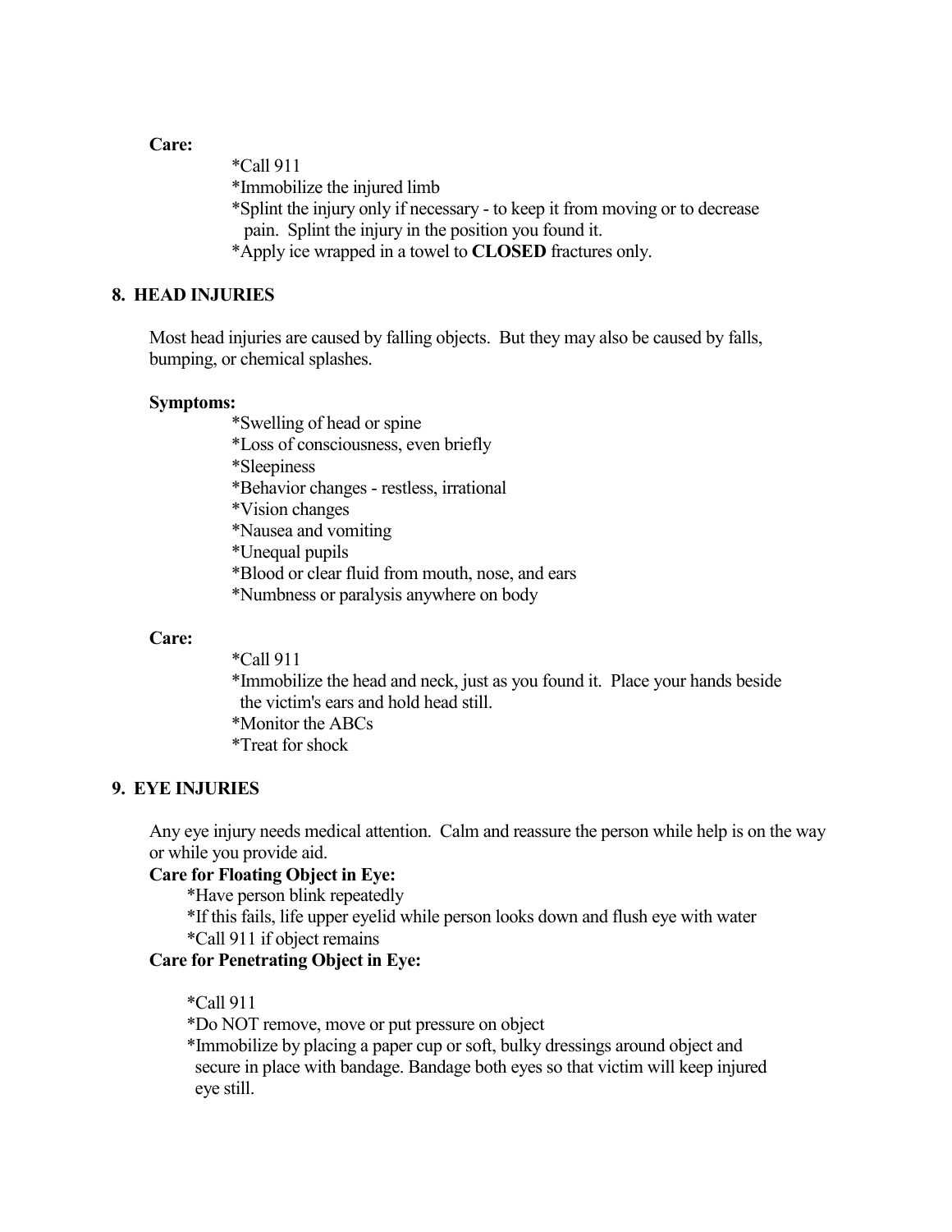**Care:**

*Call 911
*Immobilize the injured limb
*Splint the injury only if necessary - to keep it from moving or to decrease pain. Splint the injury in the position you found it.
*Apply ice wrapped in a towel to **CLOSED** fractures only.

## 8. HEAD INJURIES

Most head injuries are caused by falling objects. But they may also be caused by falls, bumping, or chemical splashes.

**Symptoms:**

*Swelling of head or spine
*Loss of consciousness, even briefly
*Sleepiness
*Behavior changes - restless, irrational
*Vision changes
*Nausea and vomiting
*Unequal pupils
*Blood or clear fluid from mouth, nose, and ears
*Numbness or paralysis anywhere on body

**Care:**

*Call 911
*Immobilize the head and neck, just as you found it. Place your hands beside the victim's ears and hold head still.
*Monitor the ABCs
*Treat for shock

## 9. EYE INJURIES

Any eye injury needs medical attention. Calm and reassure the person while help is on the way or while you provide aid.

**Care for Floating Object in Eye:**

*Have person blink repeatedly
*If this fails, life upper eyelid while person looks down and flush eye with water
*Call 911 if object remains

**Care for Penetrating Object in Eye:**

*Call 911
*Do NOT remove, move or put pressure on object
*Immobilize by placing a paper cup or soft, bulky dressings around object and secure in place with bandage. Bandage both eyes so that victim will keep injured eye still.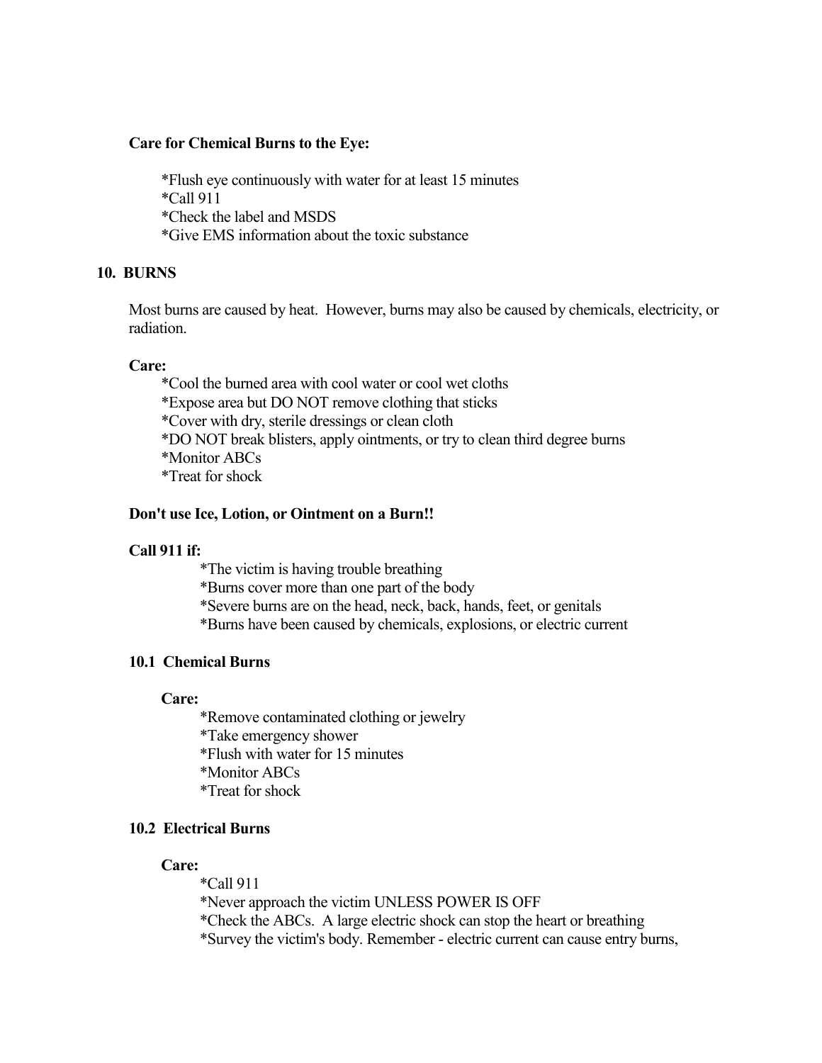**Care for Chemical Burns to the Eye:**

*Flush eye continuously with water for at least 15 minutes
*Call 911
*Check the label and MSDS
*Give EMS information about the toxic substance

## 10. BURNS

Most burns are caused by heat. However, burns may also be caused by chemicals, electricity, or radiation.

**Care:**

*Cool the burned area with cool water or cool wet cloths
*Expose area but DO NOT remove clothing that sticks
*Cover with dry, sterile dressings or clean cloth
*DO NOT break blisters, apply ointments, or try to clean third degree burns
*Monitor ABCs
*Treat for shock

**Don't use Ice, Lotion, or Ointment on a Burn!!**

**Call 911 if:**

*The victim is having trouble breathing
*Burns cover more than one part of the body
*Severe burns are on the head, neck, back, hands, feet, or genitals
*Burns have been caused by chemicals, explosions, or electric current

### 10.1 Chemical Burns

**Care:**

*Remove contaminated clothing or jewelry
*Take emergency shower
*Flush with water for 15 minutes
*Monitor ABCs
*Treat for shock

### 10.2 Electrical Burns

**Care:**

*Call 911
*Never approach the victim UNLESS POWER IS OFF
*Check the ABCs. A large electric shock can stop the heart or breathing
*Survey the victim's body. Remember - electric current can cause entry burns,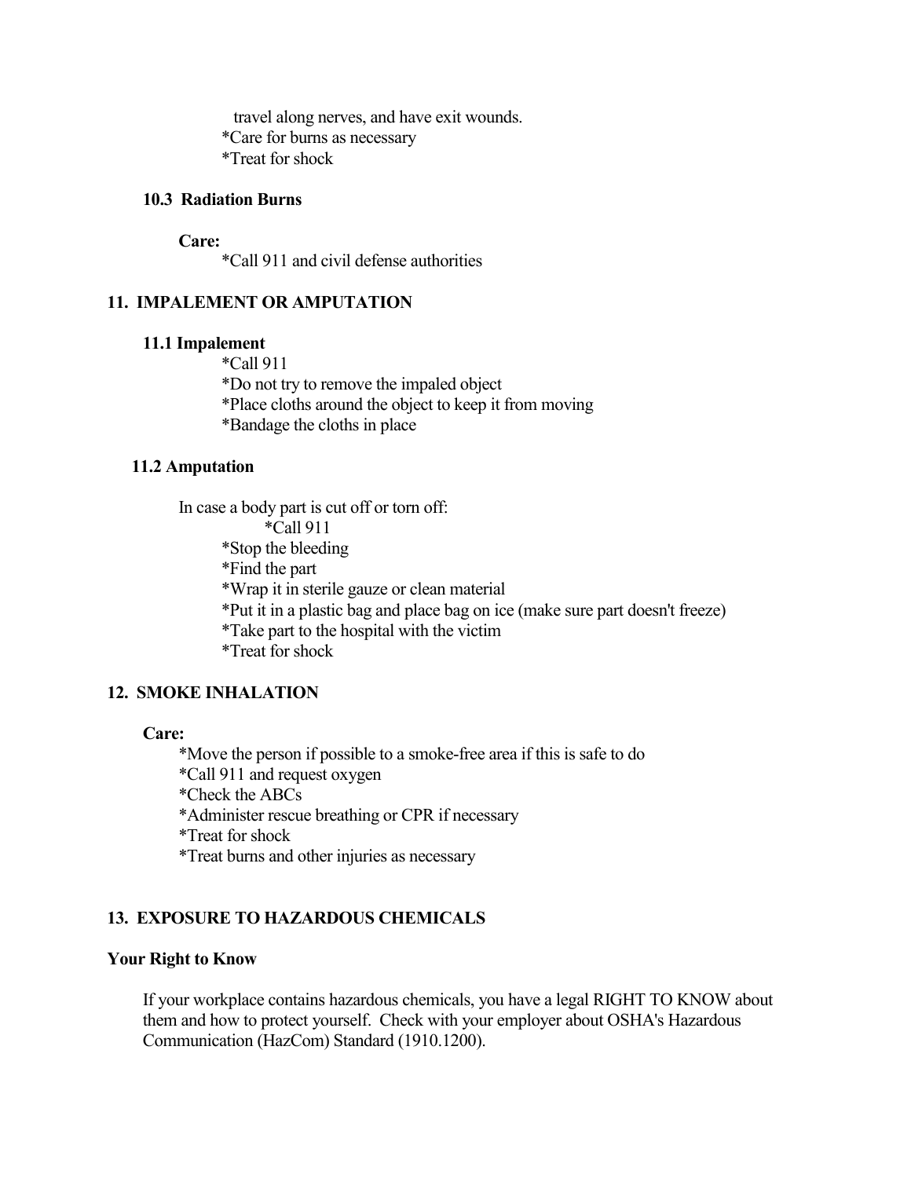travel along nerves, and have exit wounds.

*Care for burns as necessary
*Treat for shock

### 10.3 Radiation Burns

**Care:**

*Call 911 and civil defense authorities

## 11. IMPALEMENT OR AMPUTATION

### 11.1 Impalement

*Call 911
*Do not try to remove the impaled object
*Place cloths around the object to keep it from moving
*Bandage the cloths in place

### 11.2 Amputation

In case a body part is cut off or torn off:

*Call 911
*Stop the bleeding
*Find the part
*Wrap it in sterile gauze or clean material
*Put it in a plastic bag and place bag on ice (make sure part doesn't freeze)
*Take part to the hospital with the victim
*Treat for shock

## 12. SMOKE INHALATION

**Care:**

*Move the person if possible to a smoke-free area if this is safe to do
*Call 911 and request oxygen
*Check the ABCs
*Administer rescue breathing or CPR if necessary
*Treat for shock
*Treat burns and other injuries as necessary

## 13. EXPOSURE TO HAZARDOUS CHEMICALS

### Your Right to Know

If your workplace contains hazardous chemicals, you have a legal RIGHT TO KNOW about them and how to protect yourself. Check with your employer about OSHA's Hazardous Communication (HazCom) Standard (1910.1200).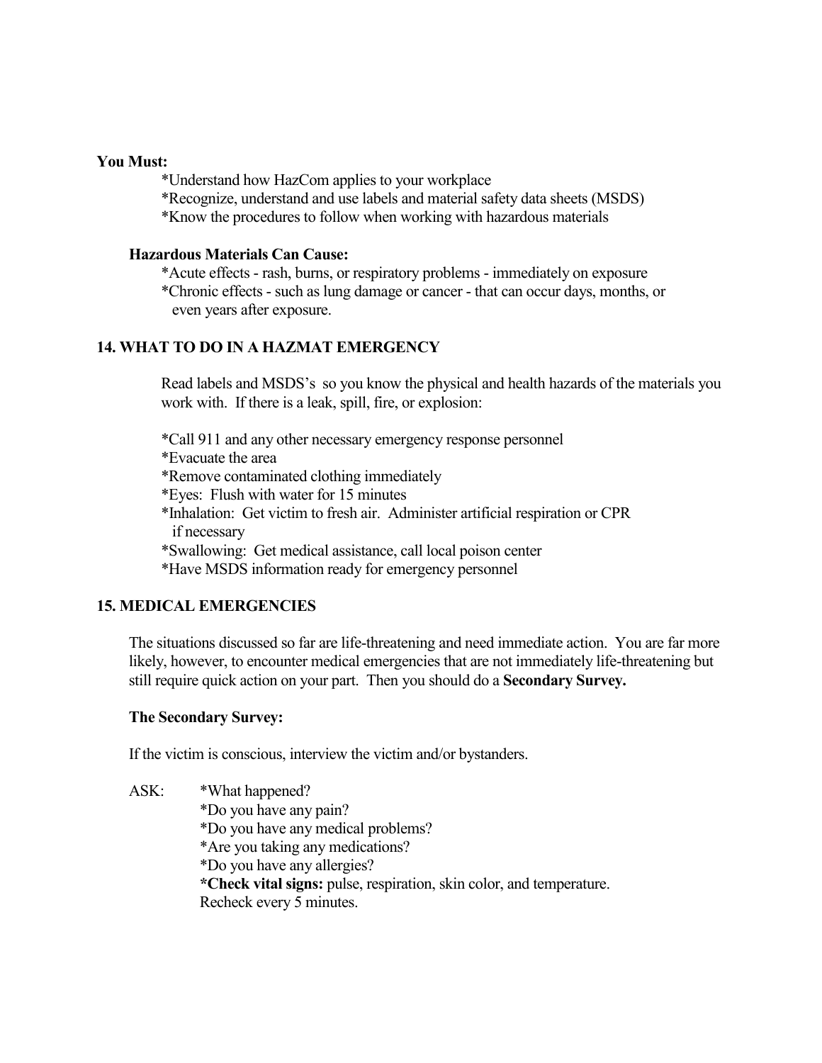**You Must:**

*Understand how HazCom applies to your workplace
*Recognize, understand and use labels and material safety data sheets (MSDS)
*Know the procedures to follow when working with hazardous materials

**Hazardous Materials Can Cause:**

*Acute effects - rash, burns, or respiratory problems - immediately on exposure
*Chronic effects - such as lung damage or cancer - that can occur days, months, or even years after exposure.

## 14. WHAT TO DO IN A HAZMAT EMERGENCY

Read labels and MSDS's so you know the physical and health hazards of the materials you work with. If there is a leak, spill, fire, or explosion:

*Call 911 and any other necessary emergency response personnel
*Evacuate the area
*Remove contaminated clothing immediately
*Eyes: Flush with water for 15 minutes
*Inhalation: Get victim to fresh air. Administer artificial respiration or CPR if necessary
*Swallowing: Get medical assistance, call local poison center
*Have MSDS information ready for emergency personnel

## 15. MEDICAL EMERGENCIES

The situations discussed so far are life-threatening and need immediate action. You are far more likely, however, to encounter medical emergencies that are not immediately life-threatening but still require quick action on your part. Then you should do a **Secondary Survey.**

**The Secondary Survey:**

If the victim is conscious, interview the victim and/or bystanders.

ASK:
*What happened?
*Do you have any pain?
*Do you have any medical problems?
*Are you taking any medications?
*Do you have any allergies?
***Check vital signs:** pulse, respiration, skin color, and temperature. Recheck every 5 minutes.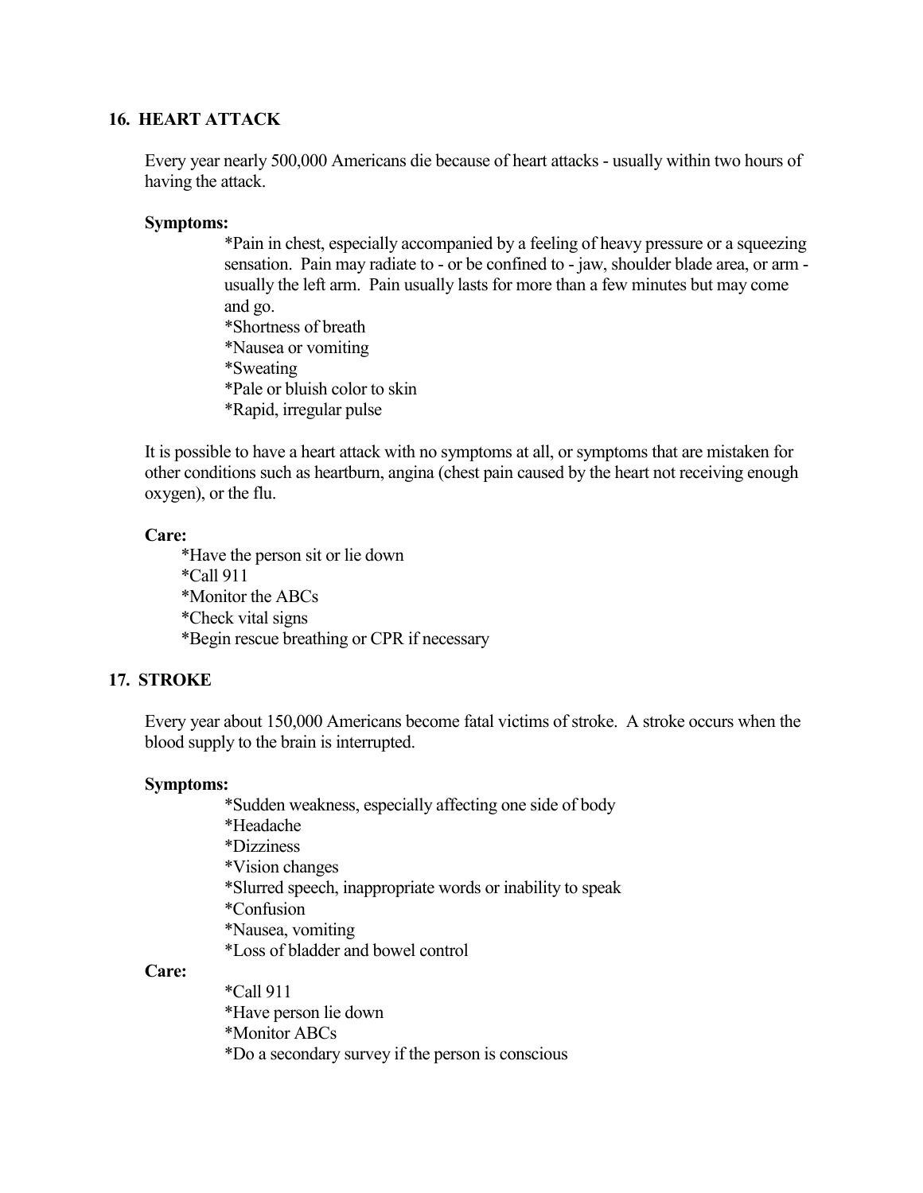## 16. HEART ATTACK

Every year nearly 500,000 Americans die because of heart attacks - usually within two hours of having the attack.

**Symptoms:**

*Pain in chest, especially accompanied by a feeling of heavy pressure or a squeezing sensation. Pain may radiate to - or be confined to - jaw, shoulder blade area, or arm - usually the left arm. Pain usually lasts for more than a few minutes but may come and go.
*Shortness of breath
*Nausea or vomiting
*Sweating
*Pale or bluish color to skin
*Rapid, irregular pulse

It is possible to have a heart attack with no symptoms at all, or symptoms that are mistaken for other conditions such as heartburn, angina (chest pain caused by the heart not receiving enough oxygen), or the flu.

**Care:**

*Have the person sit or lie down
*Call 911
*Monitor the ABCs
*Check vital signs
*Begin rescue breathing or CPR if necessary

## 17. STROKE

Every year about 150,000 Americans become fatal victims of stroke. A stroke occurs when the blood supply to the brain is interrupted.

**Symptoms:**

*Sudden weakness, especially affecting one side of body
*Headache
*Dizziness
*Vision changes
*Slurred speech, inappropriate words or inability to speak
*Confusion
*Nausea, vomiting
*Loss of bladder and bowel control

**Care:**

*Call 911
*Have person lie down
*Monitor ABCs
*Do a secondary survey if the person is conscious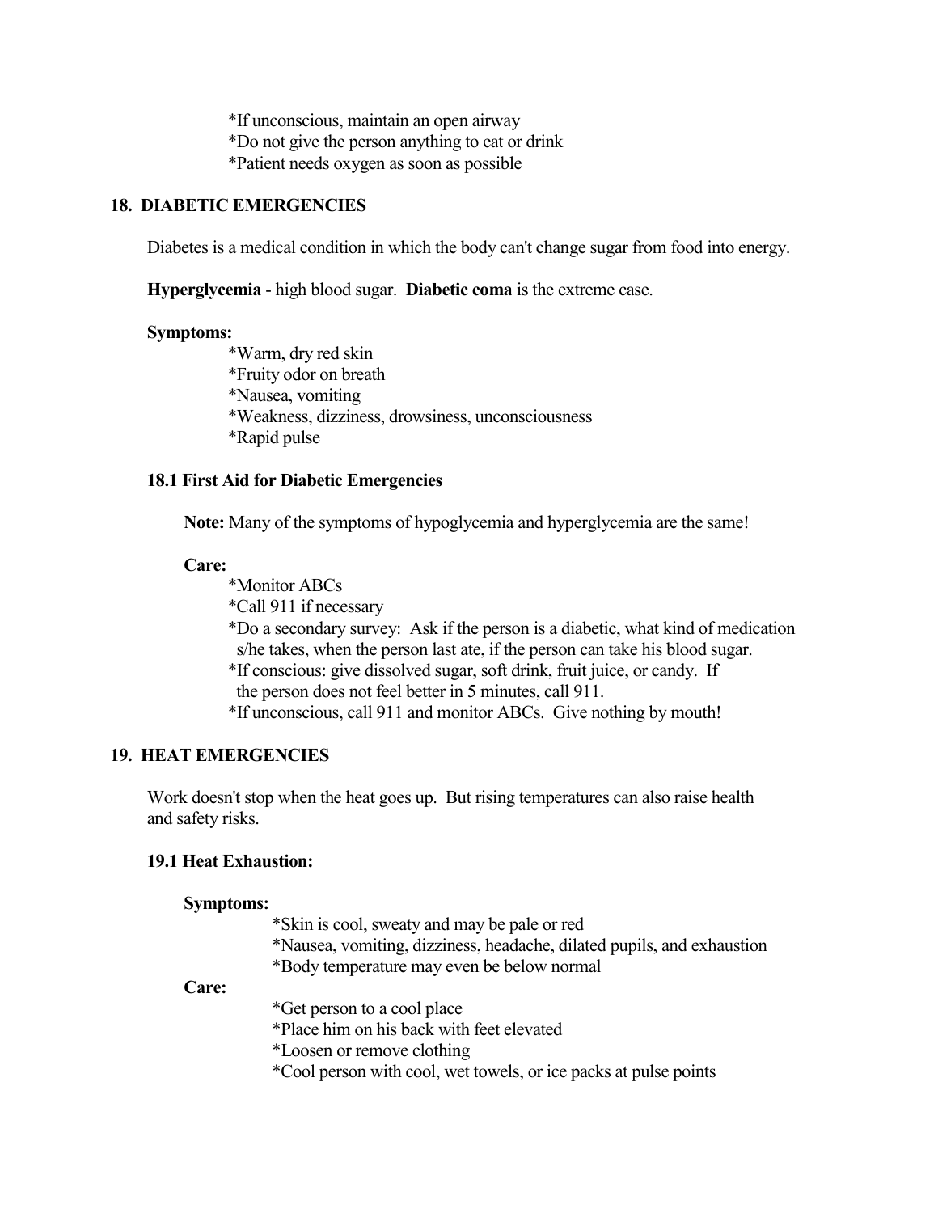*If unconscious, maintain an open airway
*Do not give the person anything to eat or drink
*Patient needs oxygen as soon as possible

## 18. DIABETIC EMERGENCIES

Diabetes is a medical condition in which the body can't change sugar from food into energy.

**Hyperglycemia** - high blood sugar. **Diabetic coma** is the extreme case.

**Symptoms:**

*Warm, dry red skin
*Fruity odor on breath
*Nausea, vomiting
*Weakness, dizziness, drowsiness, unconsciousness
*Rapid pulse

### 18.1 First Aid for Diabetic Emergencies

**Note:** Many of the symptoms of hypoglycemia and hyperglycemia are the same!

**Care:**

*Monitor ABCs
*Call 911 if necessary
*Do a secondary survey: Ask if the person is a diabetic, what kind of medication s/he takes, when the person last ate, if the person can take his blood sugar.
*If conscious: give dissolved sugar, soft drink, fruit juice, or candy. If the person does not feel better in 5 minutes, call 911.
*If unconscious, call 911 and monitor ABCs. Give nothing by mouth!

## 19. HEAT EMERGENCIES

Work doesn't stop when the heat goes up. But rising temperatures can also raise health and safety risks.

### 19.1 Heat Exhaustion:

**Symptoms:**

*Skin is cool, sweaty and may be pale or red
*Nausea, vomiting, dizziness, headache, dilated pupils, and exhaustion
*Body temperature may even be below normal

**Care:**

*Get person to a cool place
*Place him on his back with feet elevated
*Loosen or remove clothing
*Cool person with cool, wet towels, or ice packs at pulse points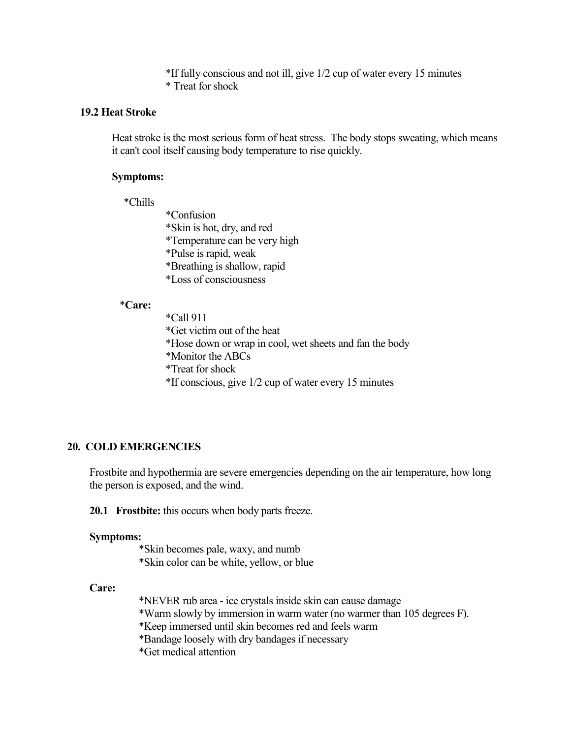*If fully conscious and not ill, give 1/2 cup of water every 15 minutes
* Treat for shock

### 19.2 Heat Stroke

Heat stroke is the most serious form of heat stress. The body stops sweating, which means it can't cool itself causing body temperature to rise quickly.

**Symptoms:**

*Chills
*Confusion
*Skin is hot, dry, and red
*Temperature can be very high
*Pulse is rapid, weak
*Breathing is shallow, rapid
*Loss of consciousness

***Care:**

*Call 911
*Get victim out of the heat
*Hose down or wrap in cool, wet sheets and fan the body
*Monitor the ABCs
*Treat for shock
*If conscious, give 1/2 cup of water every 15 minutes

## 20. COLD EMERGENCIES

Frostbite and hypothermia are severe emergencies depending on the air temperature, how long the person is exposed, and the wind.

**20.1 Frostbite:** this occurs when body parts freeze.

**Symptoms:**

*Skin becomes pale, waxy, and numb
*Skin color can be white, yellow, or blue

**Care:**

*NEVER rub area - ice crystals inside skin can cause damage
*Warm slowly by immersion in warm water (no warmer than 105 degrees F).
*Keep immersed until skin becomes red and feels warm
*Bandage loosely with dry bandages if necessary
*Get medical attention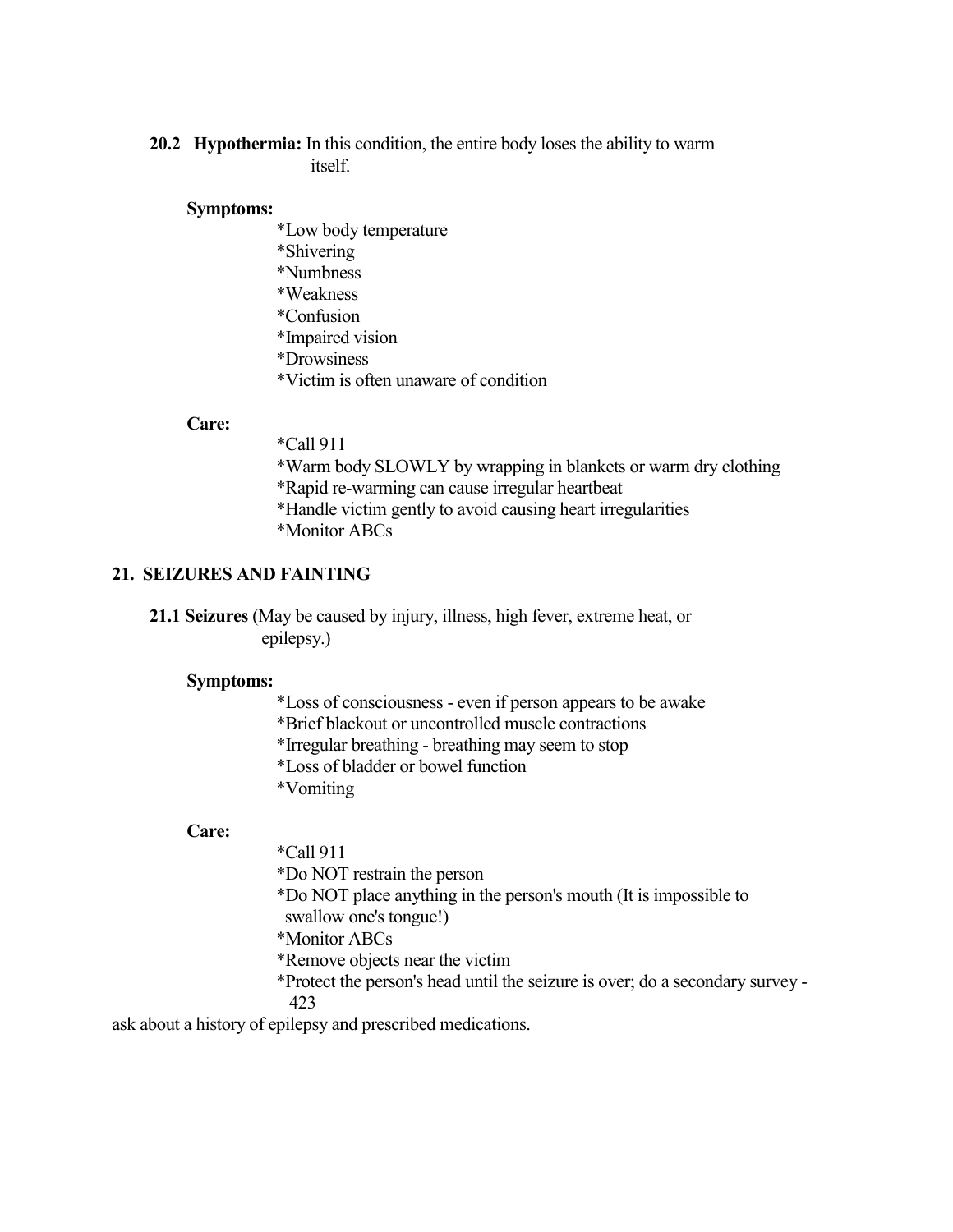**20.2 Hypothermia:** In this condition, the entire body loses the ability to warm itself.

**Symptoms:**

*Low body temperature
*Shivering
*Numbness
*Weakness
*Confusion
*Impaired vision
*Drowsiness
*Victim is often unaware of condition

**Care:**

*Call 911
*Warm body SLOWLY by wrapping in blankets or warm dry clothing
*Rapid re-warming can cause irregular heartbeat
*Handle victim gently to avoid causing heart irregularities
*Monitor ABCs

## 21. SEIZURES AND FAINTING

**21.1 Seizures** (May be caused by injury, illness, high fever, extreme heat, or epilepsy.)

**Symptoms:**

*Loss of consciousness - even if person appears to be awake
*Brief blackout or uncontrolled muscle contractions
*Irregular breathing - breathing may seem to stop
*Loss of bladder or bowel function
*Vomiting

**Care:**

*Call 911
*Do NOT restrain the person
*Do NOT place anything in the person's mouth (It is impossible to swallow one's tongue!)
*Monitor ABCs
*Remove objects near the victim
*Protect the person's head until the seizure is over; do a secondary survey - ask about a history of epilepsy and prescribed medications.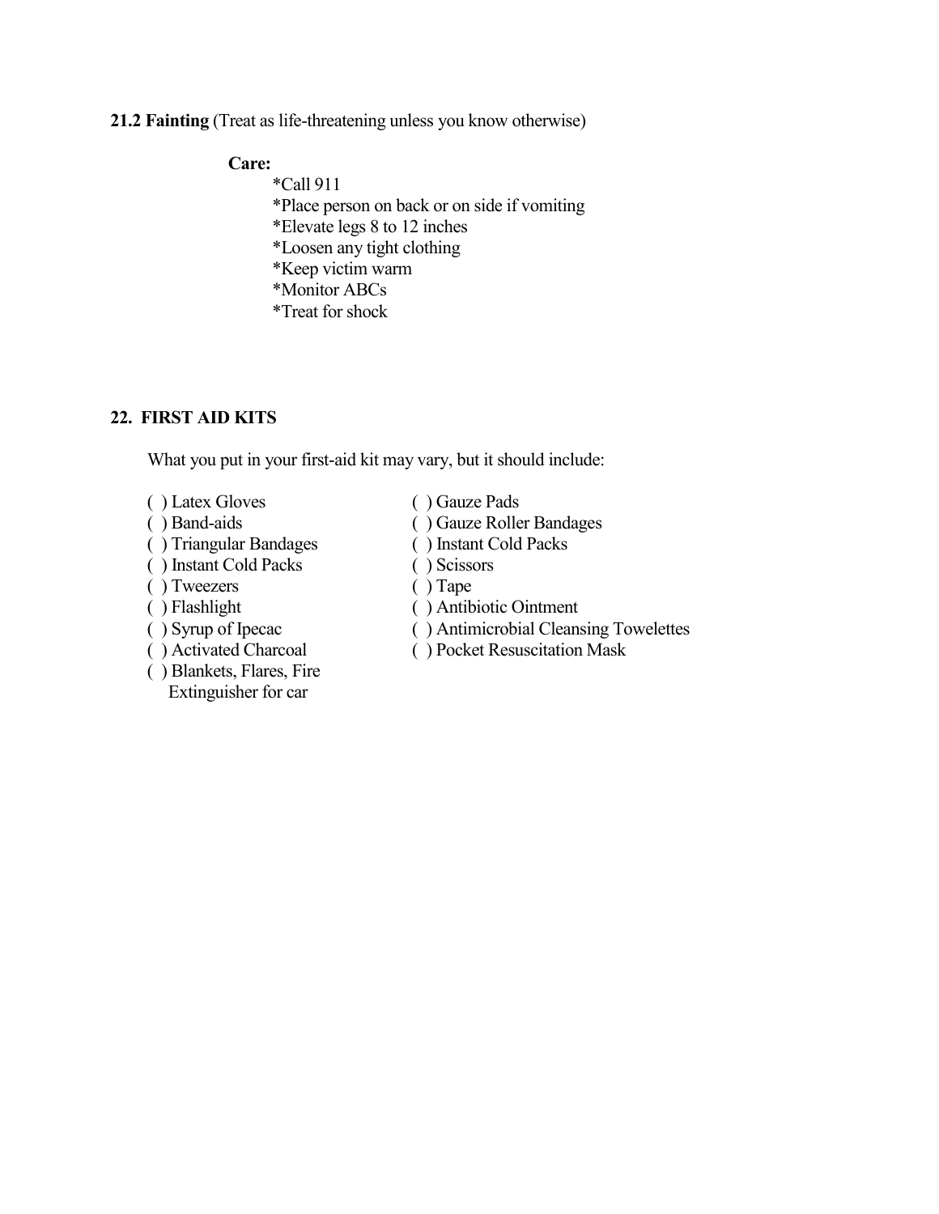**21.2 Fainting** (Treat as life-threatening unless you know otherwise)

**Care:**

*Call 911
*Place person on back or on side if vomiting
*Elevate legs 8 to 12 inches
*Loosen any tight clothing
*Keep victim warm
*Monitor ABCs
*Treat for shock

## 22. FIRST AID KITS

What you put in your first-aid kit may vary, but it should include:

( ) Latex Gloves
( ) Band-aids
( ) Triangular Bandages
( ) Instant Cold Packs
( ) Tweezers
( ) Flashlight
( ) Syrup of Ipecac
( ) Activated Charcoal
( ) Blankets, Flares, Fire Extinguisher for car
( ) Gauze Pads
( ) Gauze Roller Bandages
( ) Instant Cold Packs
( ) Scissors
( ) Tape
( ) Antibiotic Ointment
( ) Antimicrobial Cleansing Towelettes
( ) Pocket Resuscitation Mask